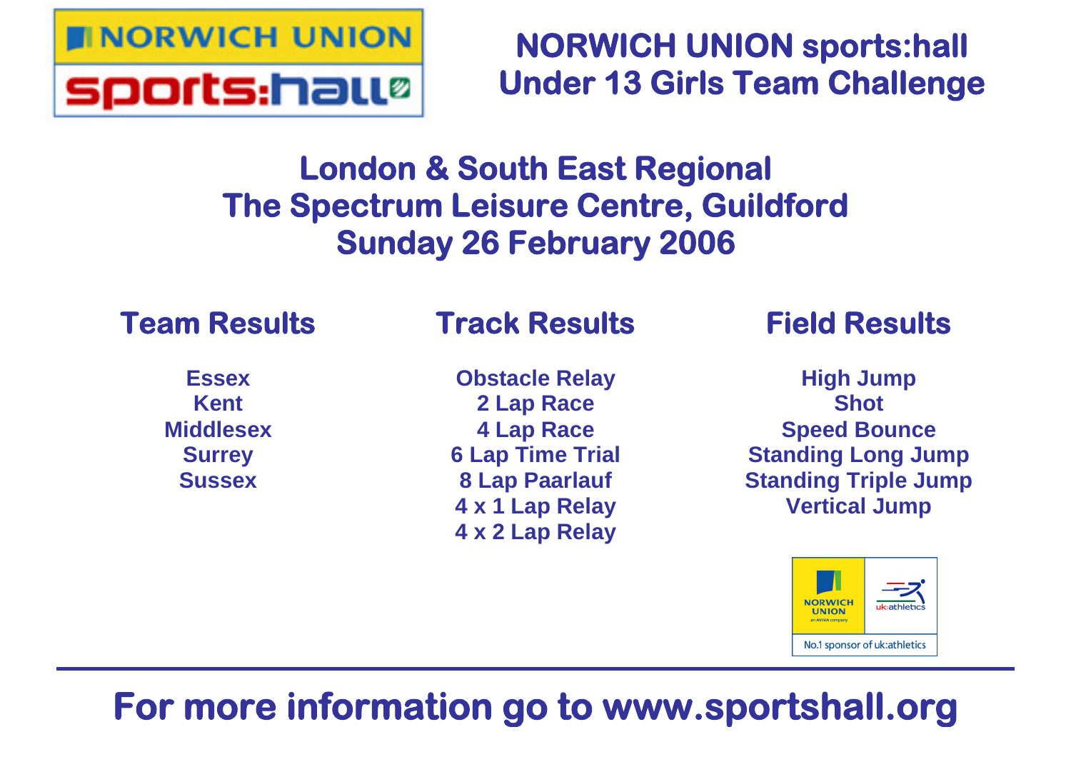NORWICH UNION sports:hall

# NORWICH UNION sports:hall Under 13 Girls Team Challenge

## London & South East Regional
## The Spectrum Leisure Centre, Guildford
## Sunday 26 February 2006

### Team Results

Essex
Kent
Middlesex
Surrey
Sussex

### Track Results

Obstacle Relay
2 Lap Race
4 Lap Race
6 Lap Time Trial
8 Lap Paarlauf
4 x 1 Lap Relay
4 x 2 Lap Relay

### Field Results

High Jump
Shot
Speed Bounce
Standing Long Jump
Standing Triple Jump
Vertical Jump

NORWICH UNION an AVIVA company | uk:athletics
No.1 sponsor of uk:athletics

**For more information go to www.sportshall.org**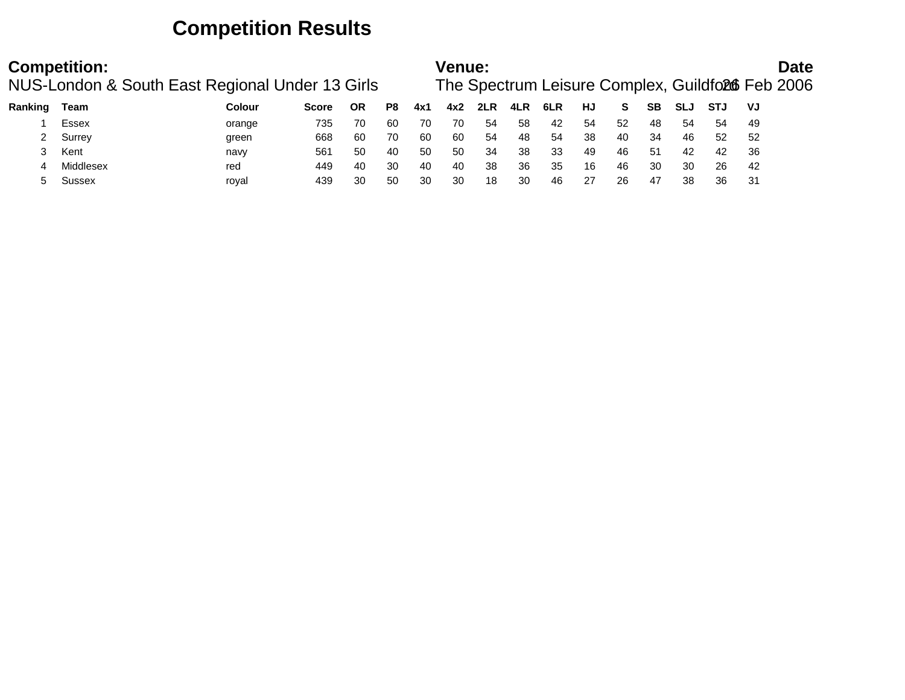# Competition Results

**Competition:** NUS-London & South East Regional Under 13 Girls

**Venue:** The Spectrum Leisure Complex, Guildford

**Date** 26 Feb 2006

| Ranking | Team | Colour | Score | OR | P8 | 4x1 | 4x2 | 2LR | 4LR | 6LR | HJ | S | SB | SLJ | STJ | VJ |
|---|---|---|---|---|---|---|---|---|---|---|---|---|---|---|---|---|
| 1 | Essex | orange | 735 | 70 | 60 | 70 | 70 | 54 | 58 | 42 | 54 | 52 | 48 | 54 | 54 | 49 |
| 2 | Surrey | green | 668 | 60 | 70 | 60 | 60 | 54 | 48 | 54 | 38 | 40 | 34 | 46 | 52 | 52 |
| 3 | Kent | navy | 561 | 50 | 40 | 50 | 50 | 34 | 38 | 33 | 49 | 46 | 51 | 42 | 42 | 36 |
| 4 | Middlesex | red | 449 | 40 | 30 | 40 | 40 | 38 | 36 | 35 | 16 | 46 | 30 | 30 | 26 | 42 |
| 5 | Sussex | royal | 439 | 30 | 50 | 30 | 30 | 18 | 30 | 46 | 27 | 26 | 47 | 38 | 36 | 31 |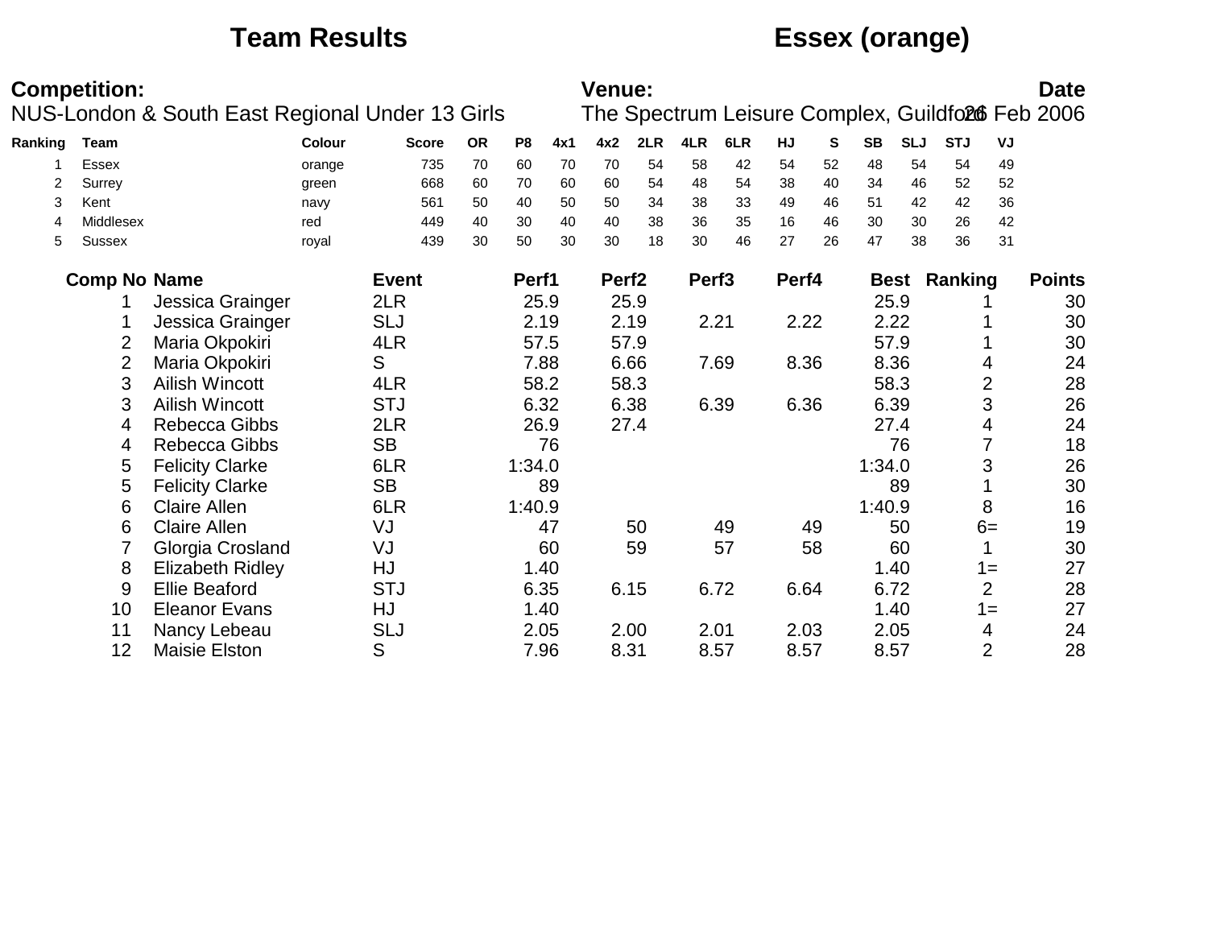# Team Results — Essex (orange)

**Competition:**
NUS-London & South East Regional Under 13 Girls

**Venue:**
The Spectrum Leisure Complex, Guildford

**Date**
26 Feb 2006

| Ranking | Team | Colour | Score | OR | P8 | 4x1 | 4x2 | 2LR | 4LR | 6LR | HJ | S | SB | SLJ | STJ | VJ |
|---|---|---|---|---|---|---|---|---|---|---|---|---|---|---|---|---|
| 1 | Essex | orange | 735 | 70 | 60 | 70 | 70 | 54 | 58 | 42 | 54 | 52 | 48 | 54 | 54 | 49 |
| 2 | Surrey | green | 668 | 60 | 70 | 60 | 60 | 54 | 48 | 54 | 38 | 40 | 34 | 46 | 52 | 52 |
| 3 | Kent | navy | 561 | 50 | 40 | 50 | 50 | 34 | 38 | 33 | 49 | 46 | 51 | 42 | 42 | 36 |
| 4 | Middlesex | red | 449 | 40 | 30 | 40 | 40 | 38 | 36 | 35 | 16 | 46 | 30 | 30 | 26 | 42 |
| 5 | Sussex | royal | 439 | 30 | 50 | 30 | 30 | 18 | 30 | 46 | 27 | 26 | 47 | 38 | 36 | 31 |

| Comp No | Name | Event | Perf1 | Perf2 | Perf3 | Perf4 | Best | Ranking | Points |
|---|---|---|---|---|---|---|---|---|---|
| 1 | Jessica Grainger | 2LR | 25.9 | 25.9 | | | 25.9 | 1 | 30 |
| 1 | Jessica Grainger | SLJ | 2.19 | 2.19 | 2.21 | 2.22 | 2.22 | 1 | 30 |
| 2 | Maria Okpokiri | 4LR | 57.5 | 57.9 | | | 57.9 | 1 | 30 |
| 2 | Maria Okpokiri | S | 7.88 | 6.66 | 7.69 | 8.36 | 8.36 | 4 | 24 |
| 3 | Ailish Wincott | 4LR | 58.2 | 58.3 | | | 58.3 | 2 | 28 |
| 3 | Ailish Wincott | STJ | 6.32 | 6.38 | 6.39 | 6.36 | 6.39 | 3 | 26 |
| 4 | Rebecca Gibbs | 2LR | 26.9 | 27.4 | | | 27.4 | 4 | 24 |
| 4 | Rebecca Gibbs | SB | 76 | | | | 76 | 7 | 18 |
| 5 | Felicity Clarke | 6LR | 1:34.0 | | | | 1:34.0 | 3 | 26 |
| 5 | Felicity Clarke | SB | 89 | | | | 89 | 1 | 30 |
| 6 | Claire Allen | 6LR | 1:40.9 | | | | 1:40.9 | 8 | 16 |
| 6 | Claire Allen | VJ | 47 | 50 | 49 | 49 | 50 | 6= | 19 |
| 7 | Glorgia Crosland | VJ | 60 | 59 | 57 | 58 | 60 | 1 | 30 |
| 8 | Elizabeth Ridley | HJ | 1.40 | | | | 1.40 | 1= | 27 |
| 9 | Ellie Beaford | STJ | 6.35 | 6.15 | 6.72 | 6.64 | 6.72 | 2 | 28 |
| 10 | Eleanor Evans | HJ | 1.40 | | | | 1.40 | 1= | 27 |
| 11 | Nancy Lebeau | SLJ | 2.05 | 2.00 | 2.01 | 2.03 | 2.05 | 4 | 24 |
| 12 | Maisie Elston | S | 7.96 | 8.31 | 8.57 | 8.57 | 8.57 | 2 | 28 |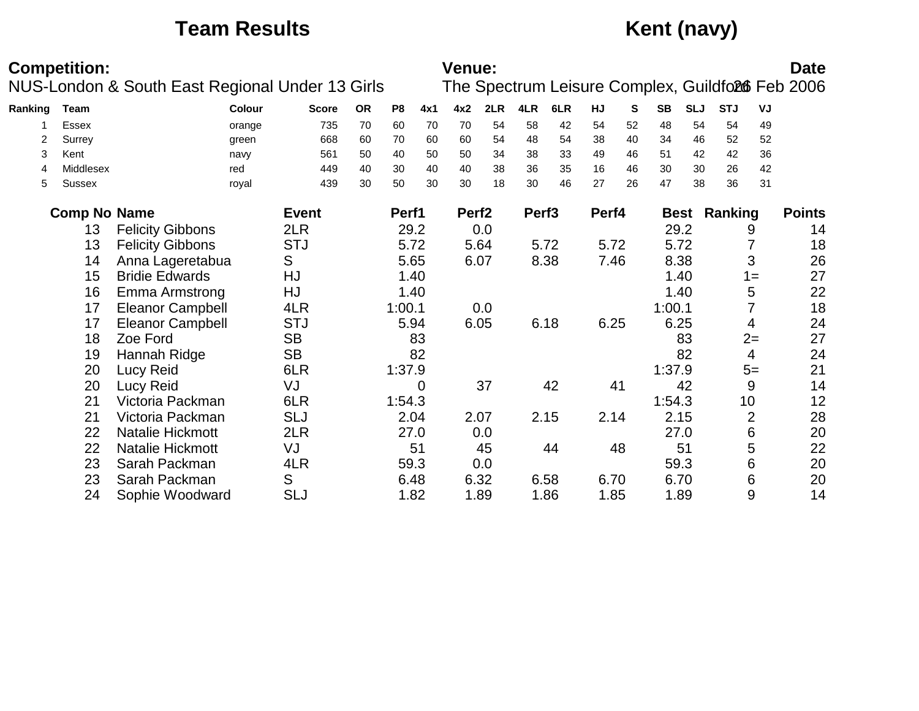# Team Results

## Kent (navy)

**Competition:** NUS-London & South East Regional Under 13 Girls

**Venue:** The Spectrum Leisure Complex, Guildford

**Date:** 26 Feb 2006

| Ranking | Team | Colour | Score | OR | P8 | 4x1 | 4x2 | 2LR | 4LR | 6LR | HJ | S | SB | SLJ | STJ | VJ |
|---|---|---|---|---|---|---|---|---|---|---|---|---|---|---|---|---|
| 1 | Essex | orange | 735 | 70 | 60 | 70 | 70 | 54 | 58 | 42 | 54 | 52 | 48 | 54 | 54 | 49 |
| 2 | Surrey | green | 668 | 60 | 70 | 60 | 60 | 54 | 48 | 54 | 38 | 40 | 34 | 46 | 52 | 52 |
| 3 | Kent | navy | 561 | 50 | 40 | 50 | 50 | 34 | 38 | 33 | 49 | 46 | 51 | 42 | 42 | 36 |
| 4 | Middlesex | red | 449 | 40 | 30 | 40 | 40 | 38 | 36 | 35 | 16 | 46 | 30 | 30 | 26 | 42 |
| 5 | Sussex | royal | 439 | 30 | 50 | 30 | 30 | 18 | 30 | 46 | 27 | 26 | 47 | 38 | 36 | 31 |

| Comp No | Name | Event | Perf1 | Perf2 | Perf3 | Perf4 | Best | Ranking | Points |
|---|---|---|---|---|---|---|---|---|---|
| 13 | Felicity Gibbons | 2LR | 29.2 | 0.0 | | | 29.2 | 9 | 14 |
| 13 | Felicity Gibbons | STJ | 5.72 | 5.64 | 5.72 | 5.72 | 5.72 | 7 | 18 |
| 14 | Anna Lageretabua | S | 5.65 | 6.07 | 8.38 | 7.46 | 8.38 | 3 | 26 |
| 15 | Bridie Edwards | HJ | 1.40 | | | | 1.40 | 1= | 27 |
| 16 | Emma Armstrong | HJ | 1.40 | | | | 1.40 | 5 | 22 |
| 17 | Eleanor Campbell | 4LR | 1:00.1 | 0.0 | | | 1:00.1 | 7 | 18 |
| 17 | Eleanor Campbell | STJ | 5.94 | 6.05 | 6.18 | 6.25 | 6.25 | 4 | 24 |
| 18 | Zoe Ford | SB | 83 | | | | 83 | 2= | 27 |
| 19 | Hannah Ridge | SB | 82 | | | | 82 | 4 | 24 |
| 20 | Lucy Reid | 6LR | 1:37.9 | | | | 1:37.9 | 5= | 21 |
| 20 | Lucy Reid | VJ | 0 | 37 | 42 | 41 | 42 | 9 | 14 |
| 21 | Victoria Packman | 6LR | 1:54.3 | | | | 1:54.3 | 10 | 12 |
| 21 | Victoria Packman | SLJ | 2.04 | 2.07 | 2.15 | 2.14 | 2.15 | 2 | 28 |
| 22 | Natalie Hickmott | 2LR | 27.0 | 0.0 | | | 27.0 | 6 | 20 |
| 22 | Natalie Hickmott | VJ | 51 | 45 | 44 | 48 | 51 | 5 | 22 |
| 23 | Sarah Packman | 4LR | 59.3 | 0.0 | | | 59.3 | 6 | 20 |
| 23 | Sarah Packman | S | 6.48 | 6.32 | 6.58 | 6.70 | 6.70 | 6 | 20 |
| 24 | Sophie Woodward | SLJ | 1.82 | 1.89 | 1.86 | 1.85 | 1.89 | 9 | 14 |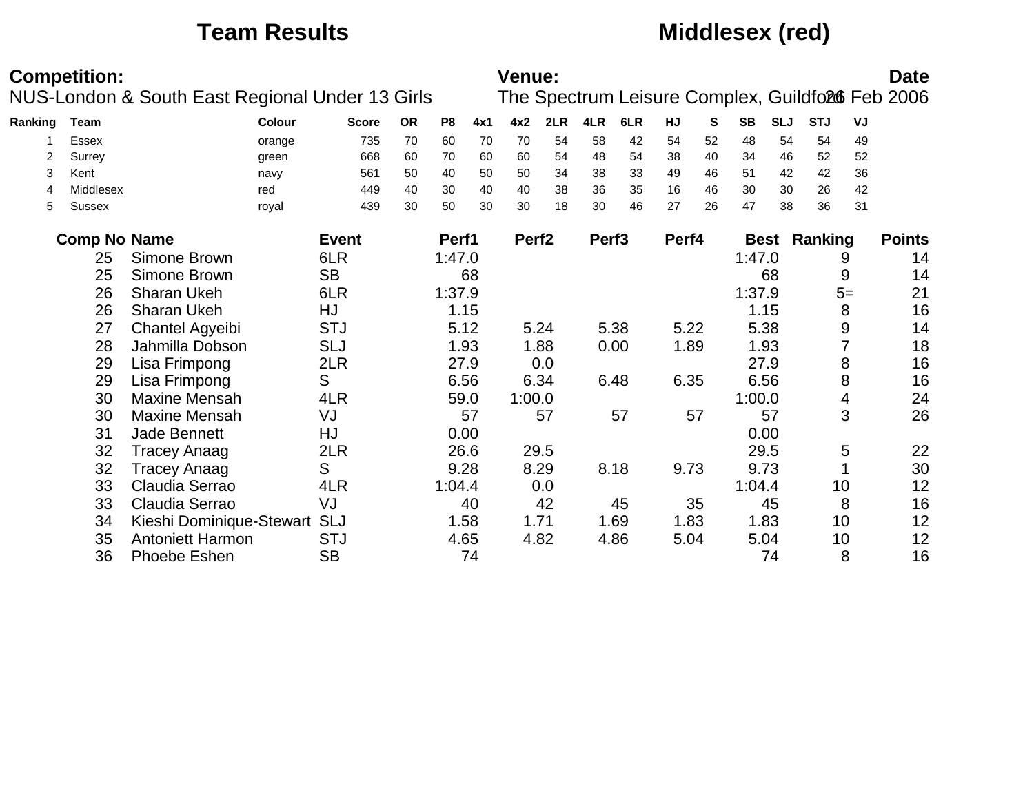# Team Results — Middlesex (red)

**Competition:** NUS-London & South East Regional Under 13 Girls

**Venue:** The Spectrum Leisure Complex, Guildford

**Date:** 26 Feb 2006

| Ranking | Team | Colour | Score | OR | P8 | 4x1 | 4x2 | 2LR | 4LR | 6LR | HJ | S | SB | SLJ | STJ | VJ |
|---|---|---|---|---|---|---|---|---|---|---|---|---|---|---|---|---|
| 1 | Essex | orange | 735 | 70 | 60 | 70 | 70 | 54 | 58 | 42 | 54 | 52 | 48 | 54 | 54 | 49 |
| 2 | Surrey | green | 668 | 60 | 70 | 60 | 60 | 54 | 48 | 54 | 38 | 40 | 34 | 46 | 52 | 52 |
| 3 | Kent | navy | 561 | 50 | 40 | 50 | 50 | 34 | 38 | 33 | 49 | 46 | 51 | 42 | 42 | 36 |
| 4 | Middlesex | red | 449 | 40 | 30 | 40 | 40 | 38 | 36 | 35 | 16 | 46 | 30 | 30 | 26 | 42 |
| 5 | Sussex | royal | 439 | 30 | 50 | 30 | 30 | 18 | 30 | 46 | 27 | 26 | 47 | 38 | 36 | 31 |

| Comp No | Name | Event | Perf1 | Perf2 | Perf3 | Perf4 | Best | Ranking | Points |
|---|---|---|---|---|---|---|---|---|---|
| 25 | Simone Brown | 6LR | 1:47.0 | | | | 1:47.0 | 9 | 14 |
| 25 | Simone Brown | SB | 68 | | | | 68 | 9 | 14 |
| 26 | Sharan Ukeh | 6LR | 1:37.9 | | | | 1:37.9 | 5= | 21 |
| 26 | Sharan Ukeh | HJ | 1.15 | | | | 1.15 | 8 | 16 |
| 27 | Chantel Agyeibi | STJ | 5.12 | 5.24 | 5.38 | 5.22 | 5.38 | 9 | 14 |
| 28 | Jahmilla Dobson | SLJ | 1.93 | 1.88 | 0.00 | 1.89 | 1.93 | 7 | 18 |
| 29 | Lisa Frimpong | 2LR | 27.9 | 0.0 | | | 27.9 | 8 | 16 |
| 29 | Lisa Frimpong | S | 6.56 | 6.34 | 6.48 | 6.35 | 6.56 | 8 | 16 |
| 30 | Maxine Mensah | 4LR | 59.0 | 1:00.0 | | | 1:00.0 | 4 | 24 |
| 30 | Maxine Mensah | VJ | 57 | 57 | 57 | 57 | 57 | 3 | 26 |
| 31 | Jade Bennett | HJ | 0.00 | | | | 0.00 | | |
| 32 | Tracey Anaag | 2LR | 26.6 | 29.5 | | | 29.5 | 5 | 22 |
| 32 | Tracey Anaag | S | 9.28 | 8.29 | 8.18 | 9.73 | 9.73 | 1 | 30 |
| 33 | Claudia Serrao | 4LR | 1:04.4 | 0.0 | | | 1:04.4 | 10 | 12 |
| 33 | Claudia Serrao | VJ | 40 | 42 | 45 | 35 | 45 | 8 | 16 |
| 34 | Kieshi Dominique-Stewart | SLJ | 1.58 | 1.71 | 1.69 | 1.83 | 1.83 | 10 | 12 |
| 35 | Antoniett Harmon | STJ | 4.65 | 4.82 | 4.86 | 5.04 | 5.04 | 10 | 12 |
| 36 | Phoebe Eshen | SB | 74 | | | | 74 | 8 | 16 |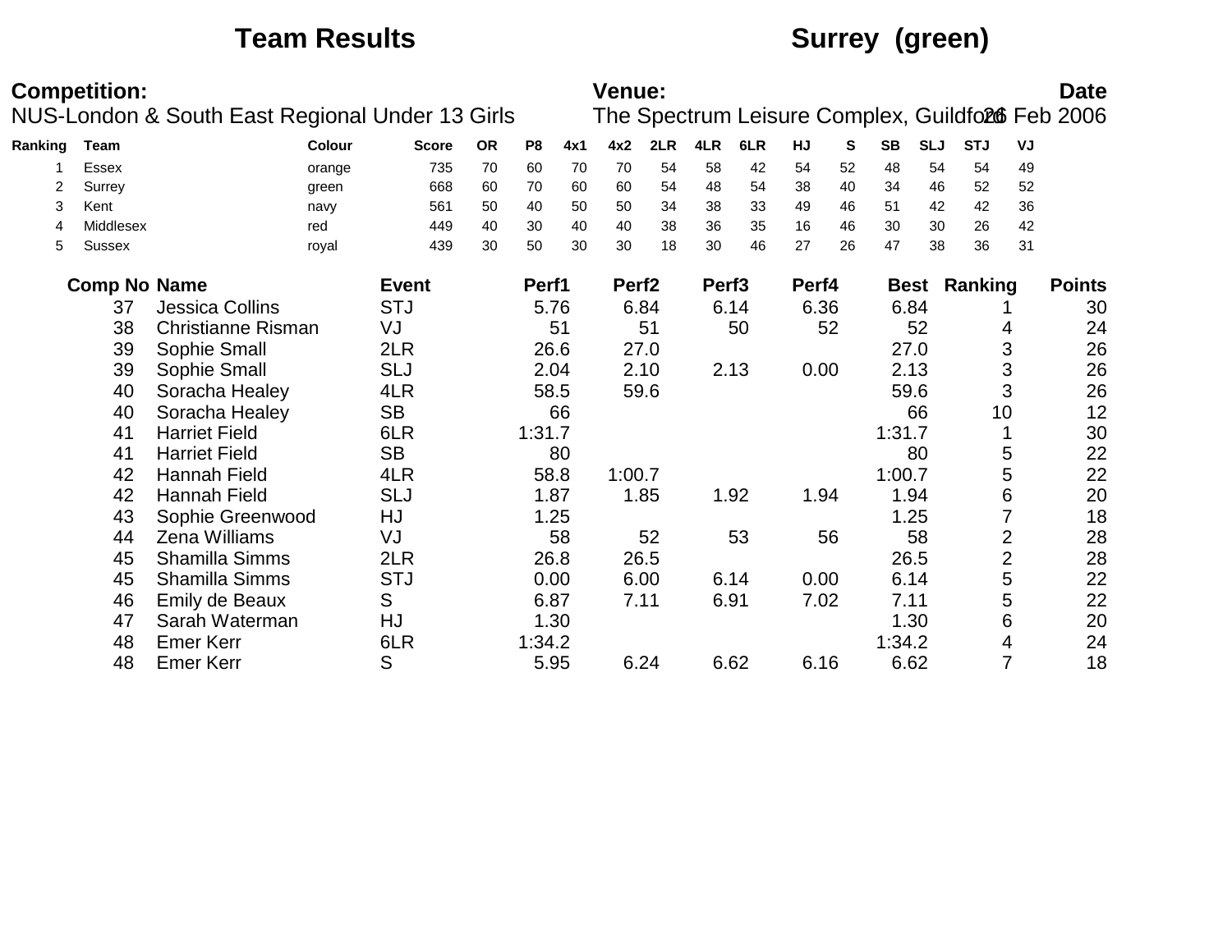# Team Results

## Surrey (green)

**Competition:**
NUS-London & South East Regional Under 13 Girls

**Venue:**
The Spectrum Leisure Complex, Guildford

**Date**
26 Feb 2006

| Ranking | Team | Colour | Score | OR | P8 | 4x1 | 4x2 | 2LR | 4LR | 6LR | HJ | S | SB | SLJ | STJ | VJ |
|---|---|---|---|---|---|---|---|---|---|---|---|---|---|---|---|---|
| 1 | Essex | orange | 735 | 70 | 60 | 70 | 70 | 54 | 58 | 42 | 54 | 52 | 48 | 54 | 54 | 49 |
| 2 | Surrey | green | 668 | 60 | 70 | 60 | 60 | 54 | 48 | 54 | 38 | 40 | 34 | 46 | 52 | 52 |
| 3 | Kent | navy | 561 | 50 | 40 | 50 | 50 | 34 | 38 | 33 | 49 | 46 | 51 | 42 | 42 | 36 |
| 4 | Middlesex | red | 449 | 40 | 30 | 40 | 40 | 38 | 36 | 35 | 16 | 46 | 30 | 30 | 26 | 42 |
| 5 | Sussex | royal | 439 | 30 | 50 | 30 | 30 | 18 | 30 | 46 | 27 | 26 | 47 | 38 | 36 | 31 |

| Comp No | Name | Event | Perf1 | Perf2 | Perf3 | Perf4 | Best | Ranking | Points |
|---|---|---|---|---|---|---|---|---|---|
| 37 | Jessica Collins | STJ | 5.76 | 6.84 | 6.14 | 6.36 | 6.84 | 1 | 30 |
| 38 | Christianne Risman | VJ | 51 | 51 | 50 | 52 | 52 | 4 | 24 |
| 39 | Sophie Small | 2LR | 26.6 | 27.0 | | | 27.0 | 3 | 26 |
| 39 | Sophie Small | SLJ | 2.04 | 2.10 | 2.13 | 0.00 | 2.13 | 3 | 26 |
| 40 | Soracha Healey | 4LR | 58.5 | 59.6 | | | 59.6 | 3 | 26 |
| 40 | Soracha Healey | SB | 66 | | | | 66 | 10 | 12 |
| 41 | Harriet Field | 6LR | 1:31.7 | | | | 1:31.7 | 1 | 30 |
| 41 | Harriet Field | SB | 80 | | | | 80 | 5 | 22 |
| 42 | Hannah Field | 4LR | 58.8 | 1:00.7 | | | 1:00.7 | 5 | 22 |
| 42 | Hannah Field | SLJ | 1.87 | 1.85 | 1.92 | 1.94 | 1.94 | 6 | 20 |
| 43 | Sophie Greenwood | HJ | 1.25 | | | | 1.25 | 7 | 18 |
| 44 | Zena Williams | VJ | 58 | 52 | 53 | 56 | 58 | 2 | 28 |
| 45 | Shamilla Simms | 2LR | 26.8 | 26.5 | | | 26.5 | 2 | 28 |
| 45 | Shamilla Simms | STJ | 0.00 | 6.00 | 6.14 | 0.00 | 6.14 | 5 | 22 |
| 46 | Emily de Beaux | S | 6.87 | 7.11 | 6.91 | 7.02 | 7.11 | 5 | 22 |
| 47 | Sarah Waterman | HJ | 1.30 | | | | 1.30 | 6 | 20 |
| 48 | Emer Kerr | 6LR | 1:34.2 | | | | 1:34.2 | 4 | 24 |
| 48 | Emer Kerr | S | 5.95 | 6.24 | 6.62 | 6.16 | 6.62 | 7 | 18 |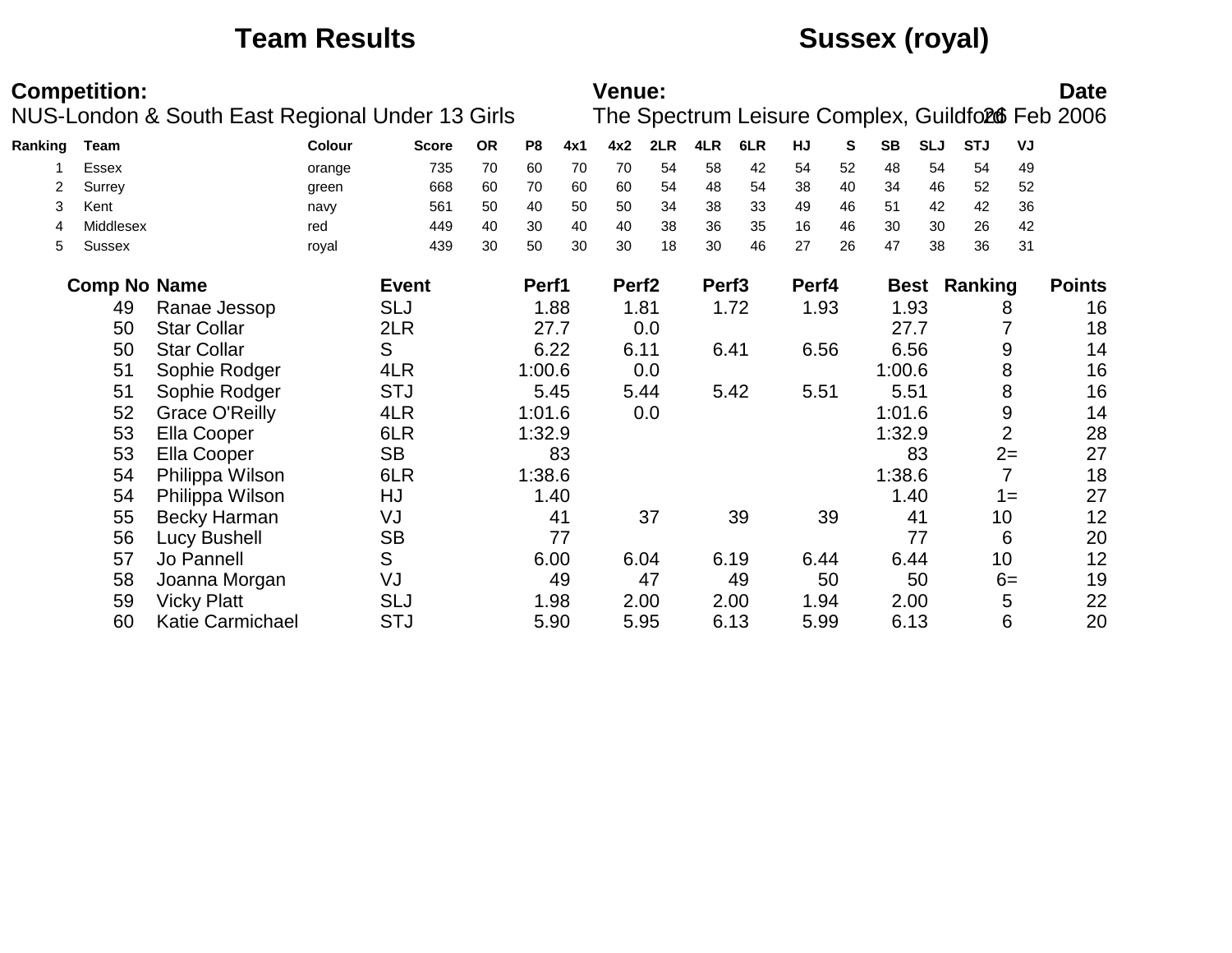# Team Results

## Sussex (royal)

**Competition:**
NUS-London & South East Regional Under 13 Girls

**Venue:**
The Spectrum Leisure Complex, Guildford

**Date**
26 Feb 2006

| Ranking | Team | Colour | Score | OR | P8 | 4x1 | 4x2 | 2LR | 4LR | 6LR | HJ | S | SB | SLJ | STJ | VJ |
|---|---|---|---|---|---|---|---|---|---|---|---|---|---|---|---|---|
| 1 | Essex | orange | 735 | 70 | 60 | 70 | 70 | 54 | 58 | 42 | 54 | 52 | 48 | 54 | 54 | 49 |
| 2 | Surrey | green | 668 | 60 | 70 | 60 | 60 | 54 | 48 | 54 | 38 | 40 | 34 | 46 | 52 | 52 |
| 3 | Kent | navy | 561 | 50 | 40 | 50 | 50 | 34 | 38 | 33 | 49 | 46 | 51 | 42 | 42 | 36 |
| 4 | Middlesex | red | 449 | 40 | 30 | 40 | 40 | 38 | 36 | 35 | 16 | 46 | 30 | 30 | 26 | 42 |
| 5 | Sussex | royal | 439 | 30 | 50 | 30 | 30 | 18 | 30 | 46 | 27 | 26 | 47 | 38 | 36 | 31 |

| Comp No | Name | Event | Perf1 | Perf2 | Perf3 | Perf4 | Best | Ranking | Points |
|---|---|---|---|---|---|---|---|---|---|
| 49 | Ranae Jessop | SLJ | 1.88 | 1.81 | 1.72 | 1.93 | 1.93 | 8 | 16 |
| 50 | Star Collar | 2LR | 27.7 | 0.0 | | | 27.7 | 7 | 18 |
| 50 | Star Collar | S | 6.22 | 6.11 | 6.41 | 6.56 | 6.56 | 9 | 14 |
| 51 | Sophie Rodger | 4LR | 1:00.6 | 0.0 | | | 1:00.6 | 8 | 16 |
| 51 | Sophie Rodger | STJ | 5.45 | 5.44 | 5.42 | 5.51 | 5.51 | 8 | 16 |
| 52 | Grace O'Reilly | 4LR | 1:01.6 | 0.0 | | | 1:01.6 | 9 | 14 |
| 53 | Ella Cooper | 6LR | 1:32.9 | | | | 1:32.9 | 2 | 28 |
| 53 | Ella Cooper | SB | 83 | | | | 83 | 2= | 27 |
| 54 | Philippa Wilson | 6LR | 1:38.6 | | | | 1:38.6 | 7 | 18 |
| 54 | Philippa Wilson | HJ | 1.40 | | | | 1.40 | 1= | 27 |
| 55 | Becky Harman | VJ | 41 | 37 | 39 | 39 | 41 | 10 | 12 |
| 56 | Lucy Bushell | SB | 77 | | | | 77 | 6 | 20 |
| 57 | Jo Pannell | S | 6.00 | 6.04 | 6.19 | 6.44 | 6.44 | 10 | 12 |
| 58 | Joanna Morgan | VJ | 49 | 47 | 49 | 50 | 50 | 6= | 19 |
| 59 | Vicky Platt | SLJ | 1.98 | 2.00 | 2.00 | 1.94 | 2.00 | 5 | 22 |
| 60 | Katie Carmichael | STJ | 5.90 | 5.95 | 6.13 | 5.99 | 6.13 | 6 | 20 |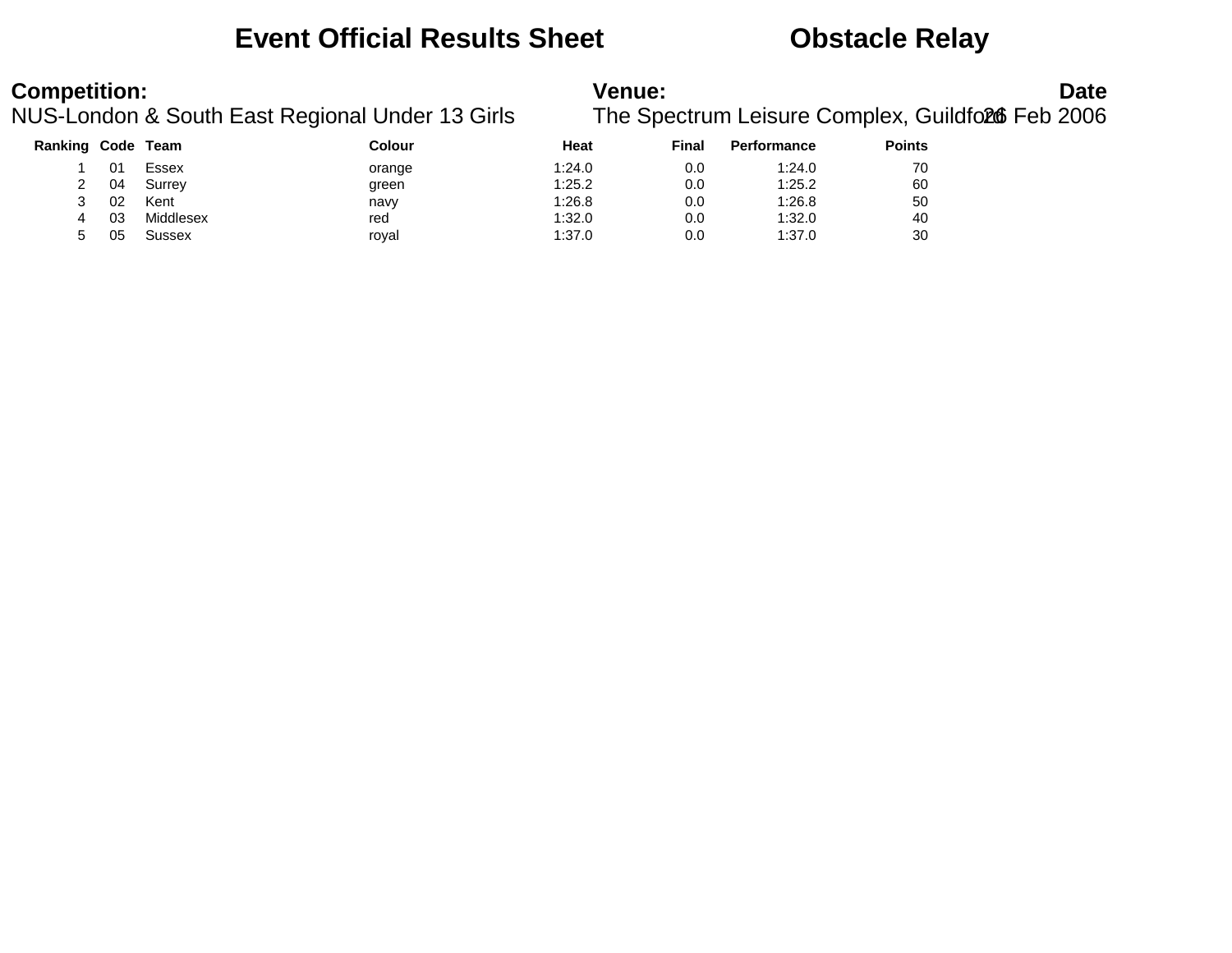# Event Official Results Sheet — Obstacle Relay

**Competition:**
NUS-London & South East Regional Under 13 Girls

**Venue:**
The Spectrum Leisure Complex, Guildford

**Date**
26 Feb 2006

| Ranking | Code | Team | Colour | Heat | Final | Performance | Points |
|---|---|---|---|---|---|---|---|
| 1 | 01 | Essex | orange | 1:24.0 | 0.0 | 1:24.0 | 70 |
| 2 | 04 | Surrey | green | 1:25.2 | 0.0 | 1:25.2 | 60 |
| 3 | 02 | Kent | navy | 1:26.8 | 0.0 | 1:26.8 | 50 |
| 4 | 03 | Middlesex | red | 1:32.0 | 0.0 | 1:32.0 | 40 |
| 5 | 05 | Sussex | royal | 1:37.0 | 0.0 | 1:37.0 | 30 |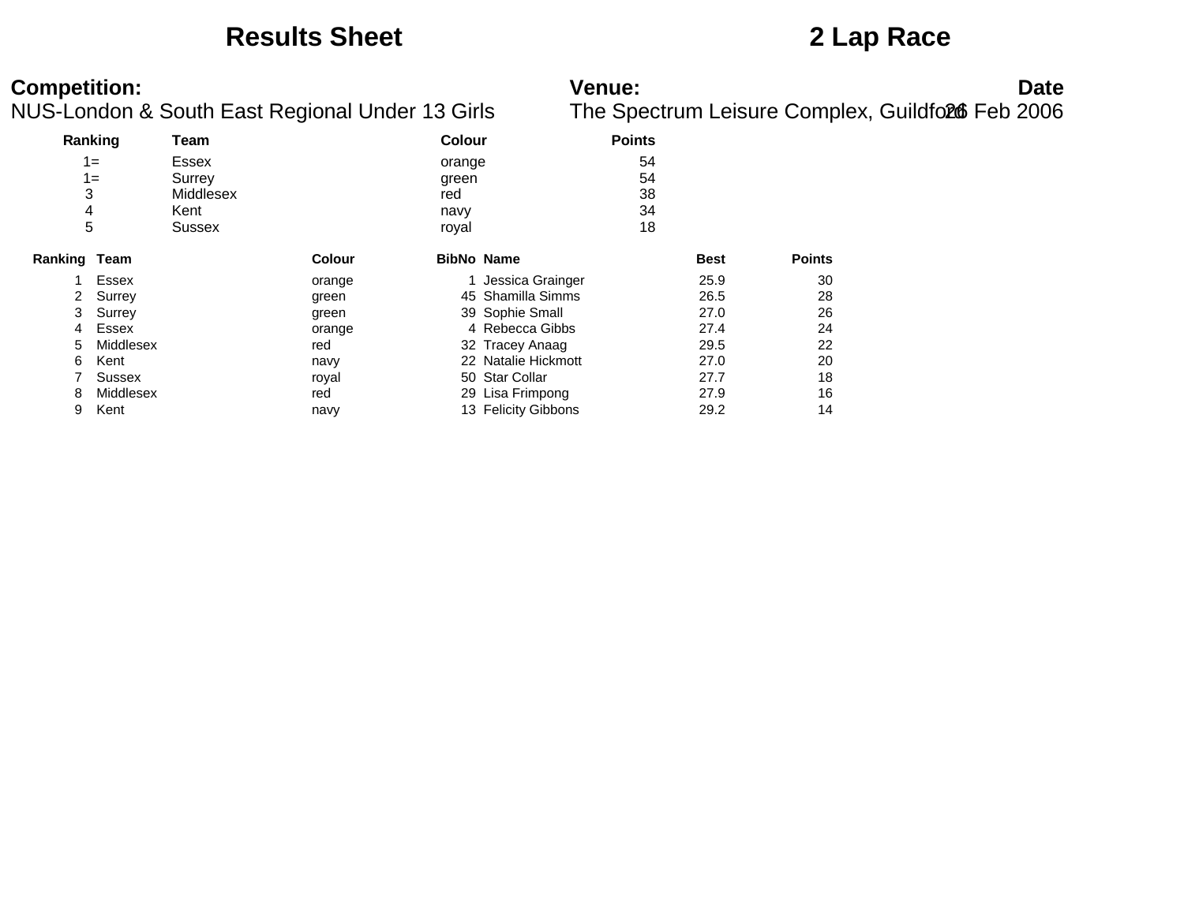# Results Sheet

# 2 Lap Race

**Competition:**
NUS-London & South East Regional Under 13 Girls

**Venue:**
The Spectrum Leisure Complex, Guildford

**Date**
26 Feb 2006

| Ranking | Team | Colour | Points |
|---|---|---|---|
| 1= | Essex | orange | 54 |
| 1= | Surrey | green | 54 |
| 3 | Middlesex | red | 38 |
| 4 | Kent | navy | 34 |
| 5 | Sussex | royal | 18 |

| Ranking | Team | Colour | BibNo | Name | Best | Points |
|---|---|---|---|---|---|---|
| 1 | Essex | orange | 1 | Jessica Grainger | 25.9 | 30 |
| 2 | Surrey | green | 45 | Shamilla Simms | 26.5 | 28 |
| 3 | Surrey | green | 39 | Sophie Small | 27.0 | 26 |
| 4 | Essex | orange | 4 | Rebecca Gibbs | 27.4 | 24 |
| 5 | Middlesex | red | 32 | Tracey Anaag | 29.5 | 22 |
| 6 | Kent | navy | 22 | Natalie Hickmott | 27.0 | 20 |
| 7 | Sussex | royal | 50 | Star Collar | 27.7 | 18 |
| 8 | Middlesex | red | 29 | Lisa Frimpong | 27.9 | 16 |
| 9 | Kent | navy | 13 | Felicity Gibbons | 29.2 | 14 |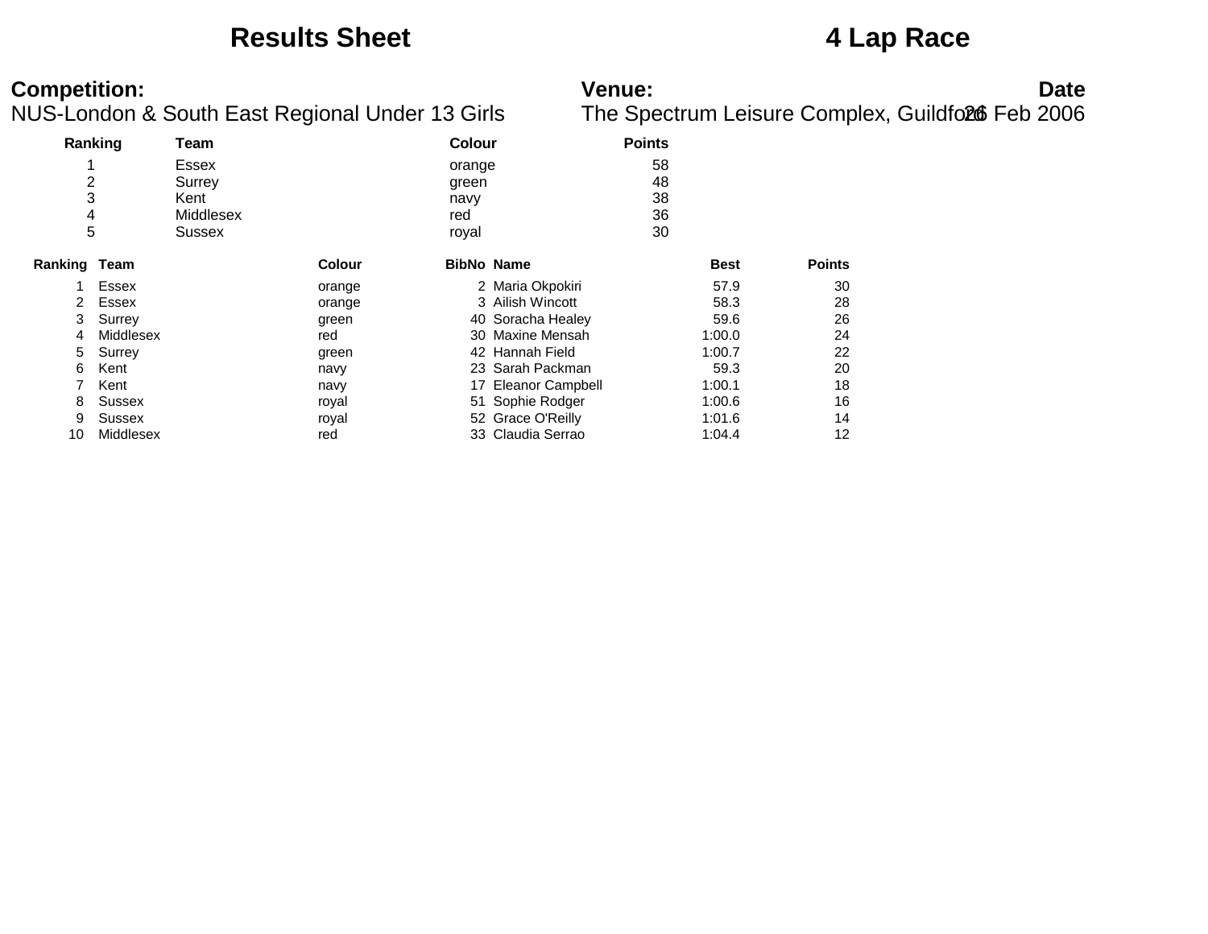# Results Sheet

# 4 Lap Race

**Competition:**
NUS-London & South East Regional Under 13 Girls

**Venue:**
The Spectrum Leisure Complex, Guildford

**Date**
26 Feb 2006

| Ranking | Team | Colour | Points |
|---|---|---|---|
| 1 | Essex | orange | 58 |
| 2 | Surrey | green | 48 |
| 3 | Kent | navy | 38 |
| 4 | Middlesex | red | 36 |
| 5 | Sussex | royal | 30 |

| Ranking | Team | Colour | BibNo | Name | Best | Points |
|---|---|---|---|---|---|---|
| 1 | Essex | orange | 2 | Maria Okpokiri | 57.9 | 30 |
| 2 | Essex | orange | 3 | Ailish Wincott | 58.3 | 28 |
| 3 | Surrey | green | 40 | Soracha Healey | 59.6 | 26 |
| 4 | Middlesex | red | 30 | Maxine Mensah | 1:00.0 | 24 |
| 5 | Surrey | green | 42 | Hannah Field | 1:00.7 | 22 |
| 6 | Kent | navy | 23 | Sarah Packman | 59.3 | 20 |
| 7 | Kent | navy | 17 | Eleanor Campbell | 1:00.1 | 18 |
| 8 | Sussex | royal | 51 | Sophie Rodger | 1:00.6 | 16 |
| 9 | Sussex | royal | 52 | Grace O'Reilly | 1:01.6 | 14 |
| 10 | Middlesex | red | 33 | Claudia Serrao | 1:04.4 | 12 |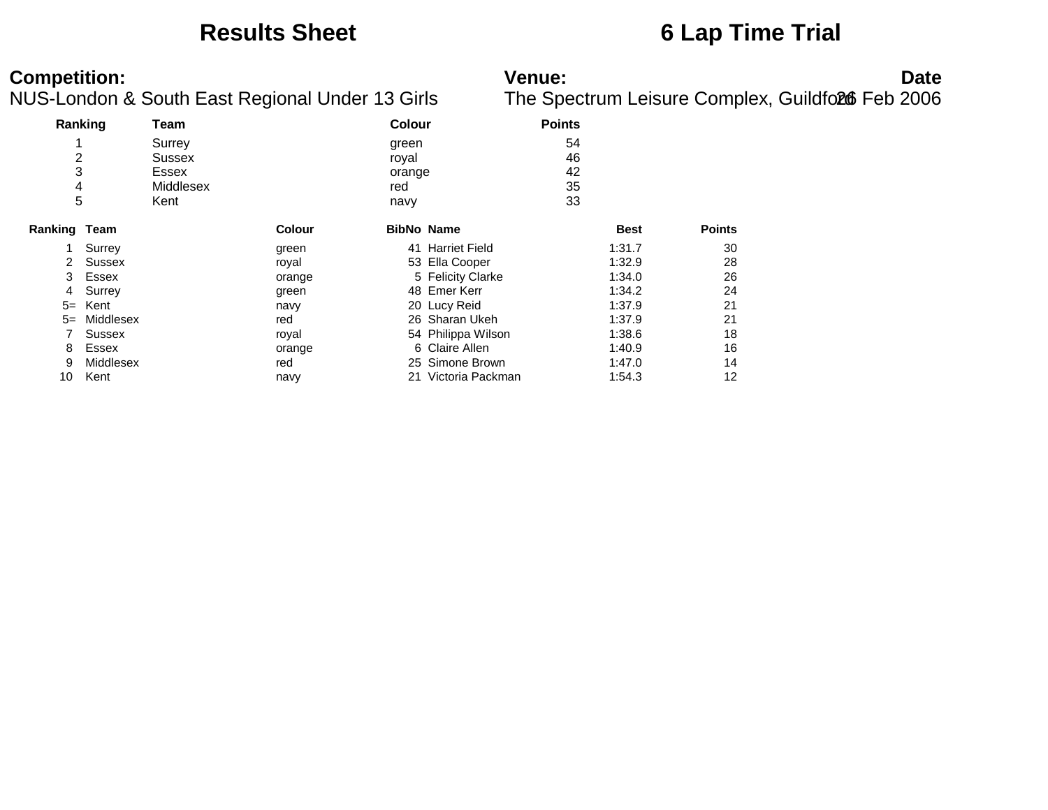# Results Sheet

# 6 Lap Time Trial

**Competition:**
NUS-London & South East Regional Under 13 Girls

**Venue:**
The Spectrum Leisure Complex, Guildford

**Date**
26 Feb 2006

| Ranking | Team | Colour | Points |
|---|---|---|---|
| 1 | Surrey | green | 54 |
| 2 | Sussex | royal | 46 |
| 3 | Essex | orange | 42 |
| 4 | Middlesex | red | 35 |
| 5 | Kent | navy | 33 |

| Ranking | Team | Colour | BibNo | Name | Best | Points |
|---|---|---|---|---|---|---|
| 1 | Surrey | green | 41 | Harriet Field | 1:31.7 | 30 |
| 2 | Sussex | royal | 53 | Ella Cooper | 1:32.9 | 28 |
| 3 | Essex | orange | 5 | Felicity Clarke | 1:34.0 | 26 |
| 4 | Surrey | green | 48 | Emer Kerr | 1:34.2 | 24 |
| 5= | Kent | navy | 20 | Lucy Reid | 1:37.9 | 21 |
| 5= | Middlesex | red | 26 | Sharan Ukeh | 1:37.9 | 21 |
| 7 | Sussex | royal | 54 | Philippa Wilson | 1:38.6 | 18 |
| 8 | Essex | orange | 6 | Claire Allen | 1:40.9 | 16 |
| 9 | Middlesex | red | 25 | Simone Brown | 1:47.0 | 14 |
| 10 | Kent | navy | 21 | Victoria Packman | 1:54.3 | 12 |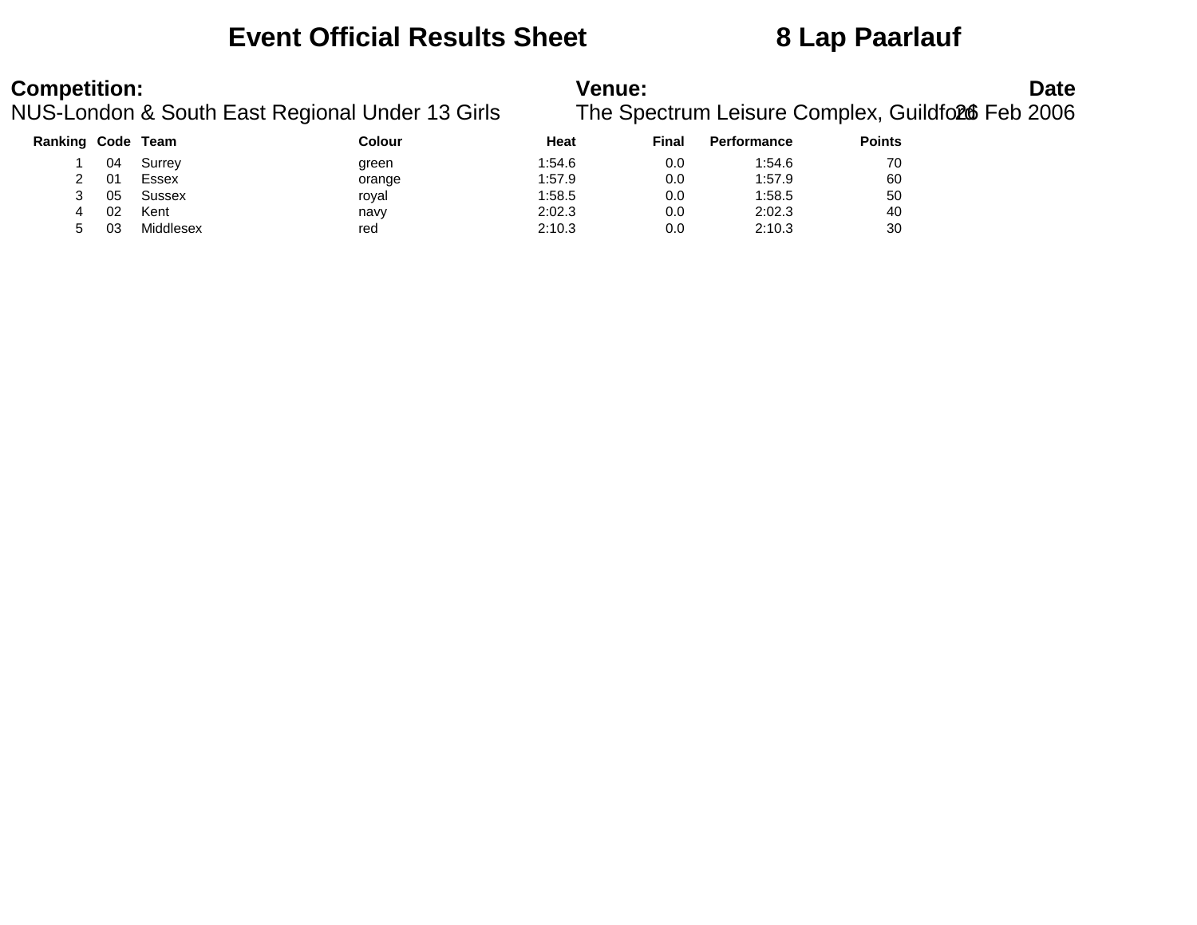# Event Official Results Sheet 8 Lap Paarlauf

**Competition:**
NUS-London & South East Regional Under 13 Girls

**Venue:**
The Spectrum Leisure Complex, Guildford

**Date**
26 Feb 2006

| Ranking | Code | Team | Colour | Heat | Final | Performance | Points |
|---|---|---|---|---|---|---|---|
| 1 | 04 | Surrey | green | 1:54.6 | 0.0 | 1:54.6 | 70 |
| 2 | 01 | Essex | orange | 1:57.9 | 0.0 | 1:57.9 | 60 |
| 3 | 05 | Sussex | royal | 1:58.5 | 0.0 | 1:58.5 | 50 |
| 4 | 02 | Kent | navy | 2:02.3 | 0.0 | 2:02.3 | 40 |
| 5 | 03 | Middlesex | red | 2:10.3 | 0.0 | 2:10.3 | 30 |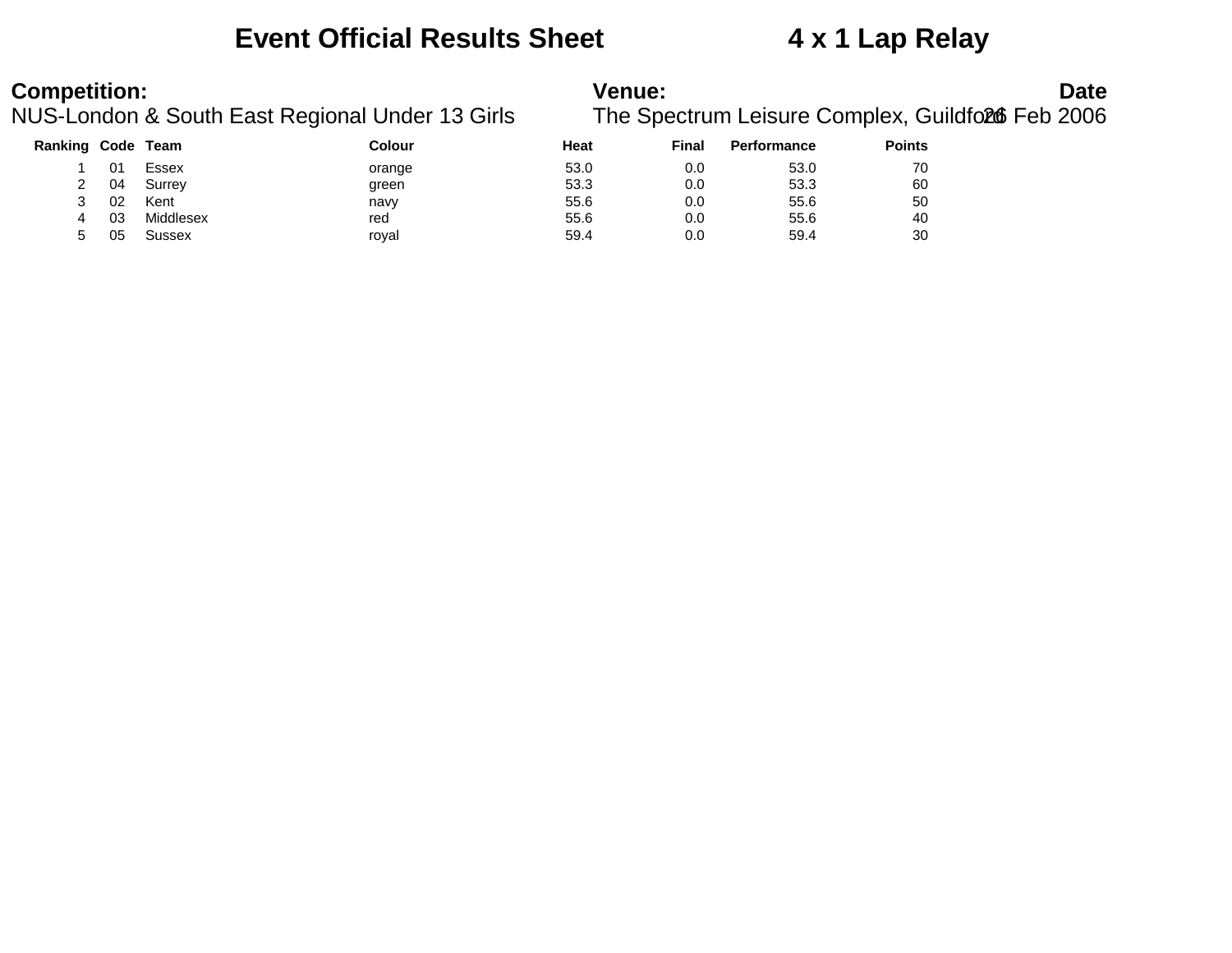# Event Official Results Sheet 4 x 1 Lap Relay

**Competition:**
NUS-London & South East Regional Under 13 Girls

**Venue:**
The Spectrum Leisure Complex, Guildford

**Date**
26 Feb 2006

| Ranking | Code | Team | Colour | Heat | Final | Performance | Points |
|---|---|---|---|---|---|---|---|
| 1 | 01 | Essex | orange | 53.0 | 0.0 | 53.0 | 70 |
| 2 | 04 | Surrey | green | 53.3 | 0.0 | 53.3 | 60 |
| 3 | 02 | Kent | navy | 55.6 | 0.0 | 55.6 | 50 |
| 4 | 03 | Middlesex | red | 55.6 | 0.0 | 55.6 | 40 |
| 5 | 05 | Sussex | royal | 59.4 | 0.0 | 59.4 | 30 |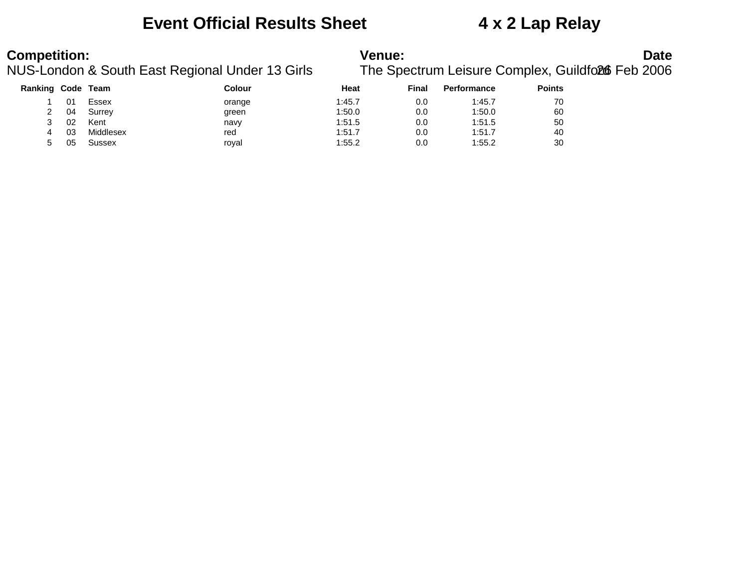# Event Official Results Sheet — 4 x 2 Lap Relay

**Competition:**
NUS-London & South East Regional Under 13 Girls

**Venue:**
The Spectrum Leisure Complex, Guildford

**Date**
26 Feb 2006

| Ranking | Code | Team | Colour | Heat | Final | Performance | Points |
|---|---|---|---|---|---|---|---|
| 1 | 01 | Essex | orange | 1:45.7 | 0.0 | 1:45.7 | 70 |
| 2 | 04 | Surrey | green | 1:50.0 | 0.0 | 1:50.0 | 60 |
| 3 | 02 | Kent | navy | 1:51.5 | 0.0 | 1:51.5 | 50 |
| 4 | 03 | Middlesex | red | 1:51.7 | 0.0 | 1:51.7 | 40 |
| 5 | 05 | Sussex | royal | 1:55.2 | 0.0 | 1:55.2 | 30 |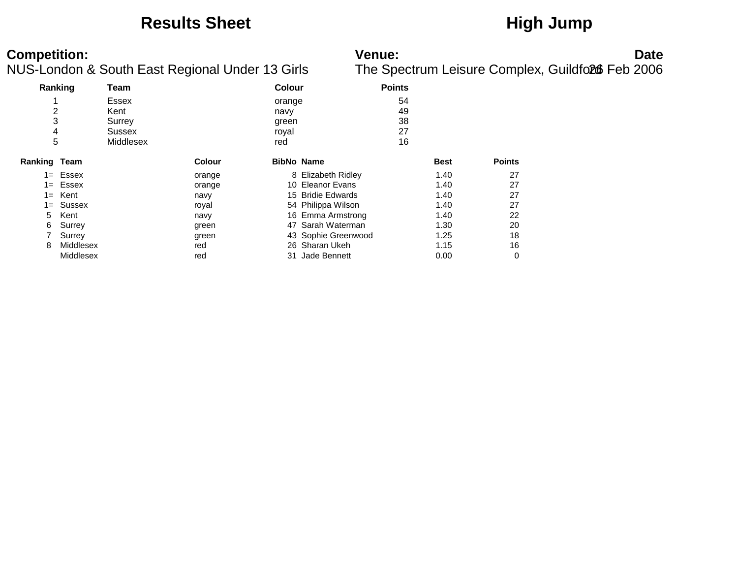# Results Sheet

# High Jump

**Competition:**
NUS-London & South East Regional Under 13 Girls

**Venue:**
The Spectrum Leisure Complex, Guildford

**Date**
26 Feb 2006

| Ranking | Team | Colour | Points |
|---|---|---|---|
| 1 | Essex | orange | 54 |
| 2 | Kent | navy | 49 |
| 3 | Surrey | green | 38 |
| 4 | Sussex | royal | 27 |
| 5 | Middlesex | red | 16 |

| Ranking | Team | Colour | BibNo | Name | Best | Points |
|---|---|---|---|---|---|---|
| 1= | Essex | orange | 8 | Elizabeth Ridley | 1.40 | 27 |
| 1= | Essex | orange | 10 | Eleanor Evans | 1.40 | 27 |
| 1= | Kent | navy | 15 | Bridie Edwards | 1.40 | 27 |
| 1= | Sussex | royal | 54 | Philippa Wilson | 1.40 | 27 |
| 5 | Kent | navy | 16 | Emma Armstrong | 1.40 | 22 |
| 6 | Surrey | green | 47 | Sarah Waterman | 1.30 | 20 |
| 7 | Surrey | green | 43 | Sophie Greenwood | 1.25 | 18 |
| 8 | Middlesex | red | 26 | Sharan Ukeh | 1.15 | 16 |
| | Middlesex | red | 31 | Jade Bennett | 0.00 | 0 |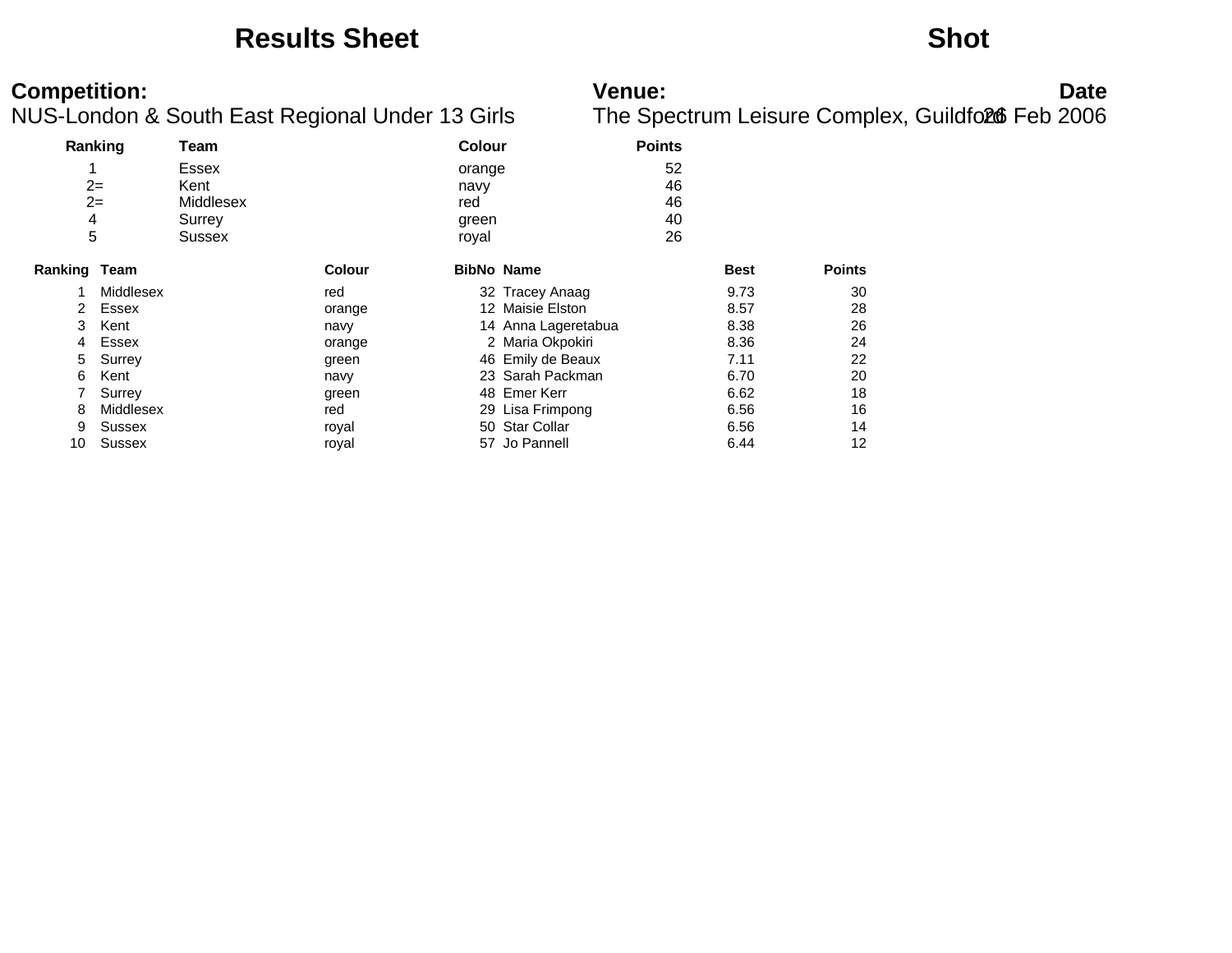# Results Sheet

# Shot

**Competition:**
NUS-London & South East Regional Under 13 Girls

**Venue:**
The Spectrum Leisure Complex, Guildford

**Date**
26 Feb 2006

| Ranking | Team | Colour | Points |
|---|---|---|---|
| 1 | Essex | orange | 52 |
| 2= | Kent | navy | 46 |
| 2= | Middlesex | red | 46 |
| 4 | Surrey | green | 40 |
| 5 | Sussex | royal | 26 |

| Ranking | Team | Colour | BibNo | Name | Best | Points |
|---|---|---|---|---|---|---|
| 1 | Middlesex | red | 32 | Tracey Anaag | 9.73 | 30 |
| 2 | Essex | orange | 12 | Maisie Elston | 8.57 | 28 |
| 3 | Kent | navy | 14 | Anna Lageretabua | 8.38 | 26 |
| 4 | Essex | orange | 2 | Maria Okpokiri | 8.36 | 24 |
| 5 | Surrey | green | 46 | Emily de Beaux | 7.11 | 22 |
| 6 | Kent | navy | 23 | Sarah Packman | 6.70 | 20 |
| 7 | Surrey | green | 48 | Emer Kerr | 6.62 | 18 |
| 8 | Middlesex | red | 29 | Lisa Frimpong | 6.56 | 16 |
| 9 | Sussex | royal | 50 | Star Collar | 6.56 | 14 |
| 10 | Sussex | royal | 57 | Jo Pannell | 6.44 | 12 |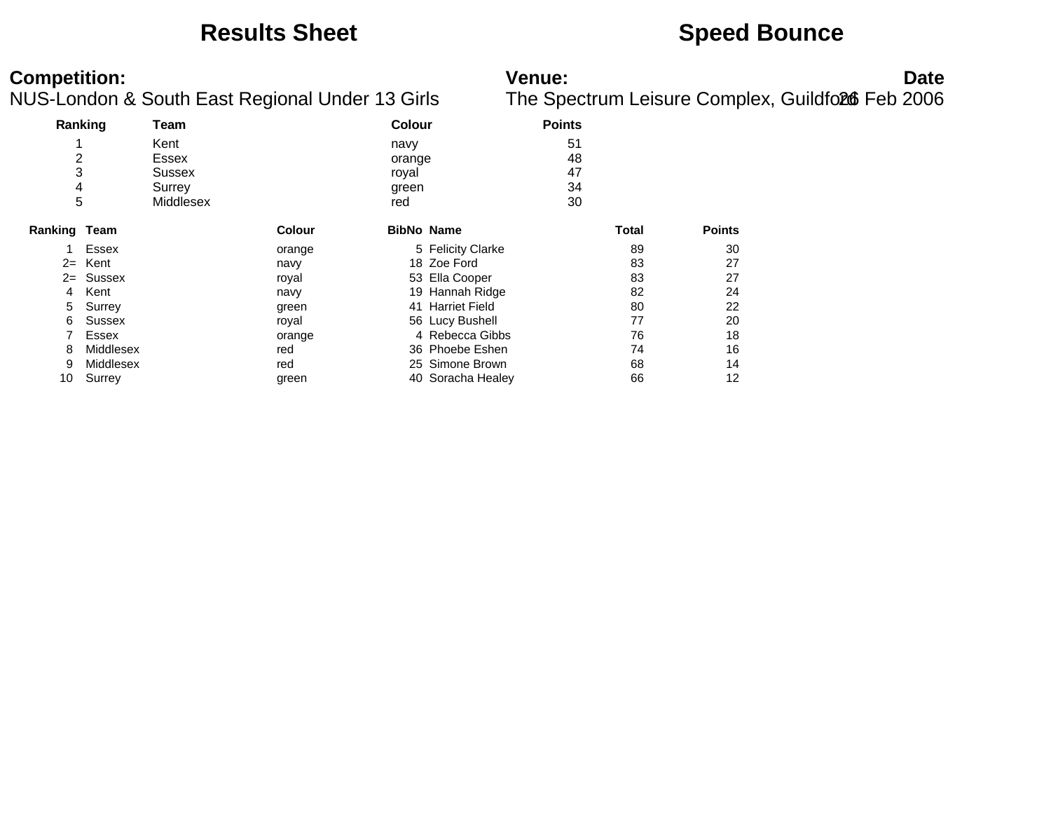# Results Sheet

# Speed Bounce

**Competition:**
NUS-London & South East Regional Under 13 Girls

**Venue:**
The Spectrum Leisure Complex, Guildford

**Date**
26 Feb 2006

| Ranking | Team | Colour | Points |
|---|---|---|---|
| 1 | Kent | navy | 51 |
| 2 | Essex | orange | 48 |
| 3 | Sussex | royal | 47 |
| 4 | Surrey | green | 34 |
| 5 | Middlesex | red | 30 |

| Ranking | Team | Colour | BibNo | Name | Total | Points |
|---|---|---|---|---|---|---|
| 1 | Essex | orange | 5 | Felicity Clarke | 89 | 30 |
| 2= | Kent | navy | 18 | Zoe Ford | 83 | 27 |
| 2= | Sussex | royal | 53 | Ella Cooper | 83 | 27 |
| 4 | Kent | navy | 19 | Hannah Ridge | 82 | 24 |
| 5 | Surrey | green | 41 | Harriet Field | 80 | 22 |
| 6 | Sussex | royal | 56 | Lucy Bushell | 77 | 20 |
| 7 | Essex | orange | 4 | Rebecca Gibbs | 76 | 18 |
| 8 | Middlesex | red | 36 | Phoebe Eshen | 74 | 16 |
| 9 | Middlesex | red | 25 | Simone Brown | 68 | 14 |
| 10 | Surrey | green | 40 | Soracha Healey | 66 | 12 |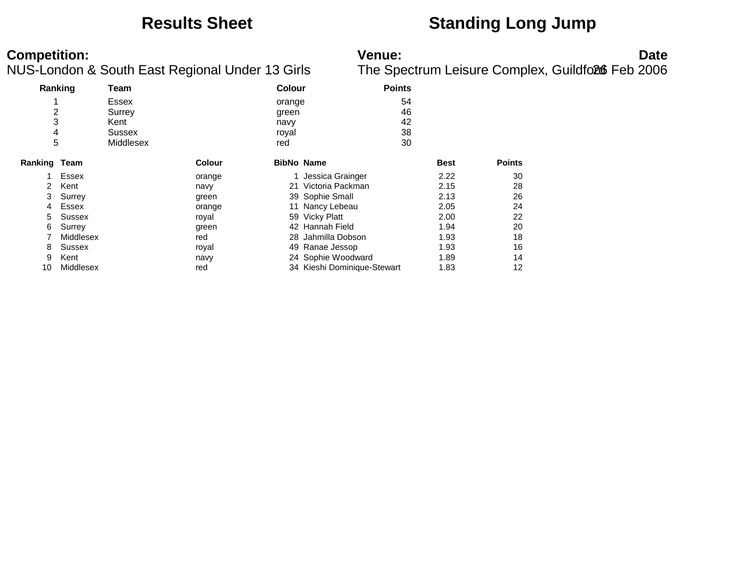# Results Sheet

# Standing Long Jump

**Competition:**
NUS-London & South East Regional Under 13 Girls

**Venue:**
The Spectrum Leisure Complex, Guildford

**Date**
26 Feb 2006

| Ranking | Team | Colour | Points |
|---|---|---|---|
| 1 | Essex | orange | 54 |
| 2 | Surrey | green | 46 |
| 3 | Kent | navy | 42 |
| 4 | Sussex | royal | 38 |
| 5 | Middlesex | red | 30 |

| Ranking | Team | Colour | BibNo | Name | Best | Points |
|---|---|---|---|---|---|---|
| 1 | Essex | orange | 1 | Jessica Grainger | 2.22 | 30 |
| 2 | Kent | navy | 21 | Victoria Packman | 2.15 | 28 |
| 3 | Surrey | green | 39 | Sophie Small | 2.13 | 26 |
| 4 | Essex | orange | 11 | Nancy Lebeau | 2.05 | 24 |
| 5 | Sussex | royal | 59 | Vicky Platt | 2.00 | 22 |
| 6 | Surrey | green | 42 | Hannah Field | 1.94 | 20 |
| 7 | Middlesex | red | 28 | Jahmilla Dobson | 1.93 | 18 |
| 8 | Sussex | royal | 49 | Ranae Jessop | 1.93 | 16 |
| 9 | Kent | navy | 24 | Sophie Woodward | 1.89 | 14 |
| 10 | Middlesex | red | 34 | Kieshi Dominique-Stewart | 1.83 | 12 |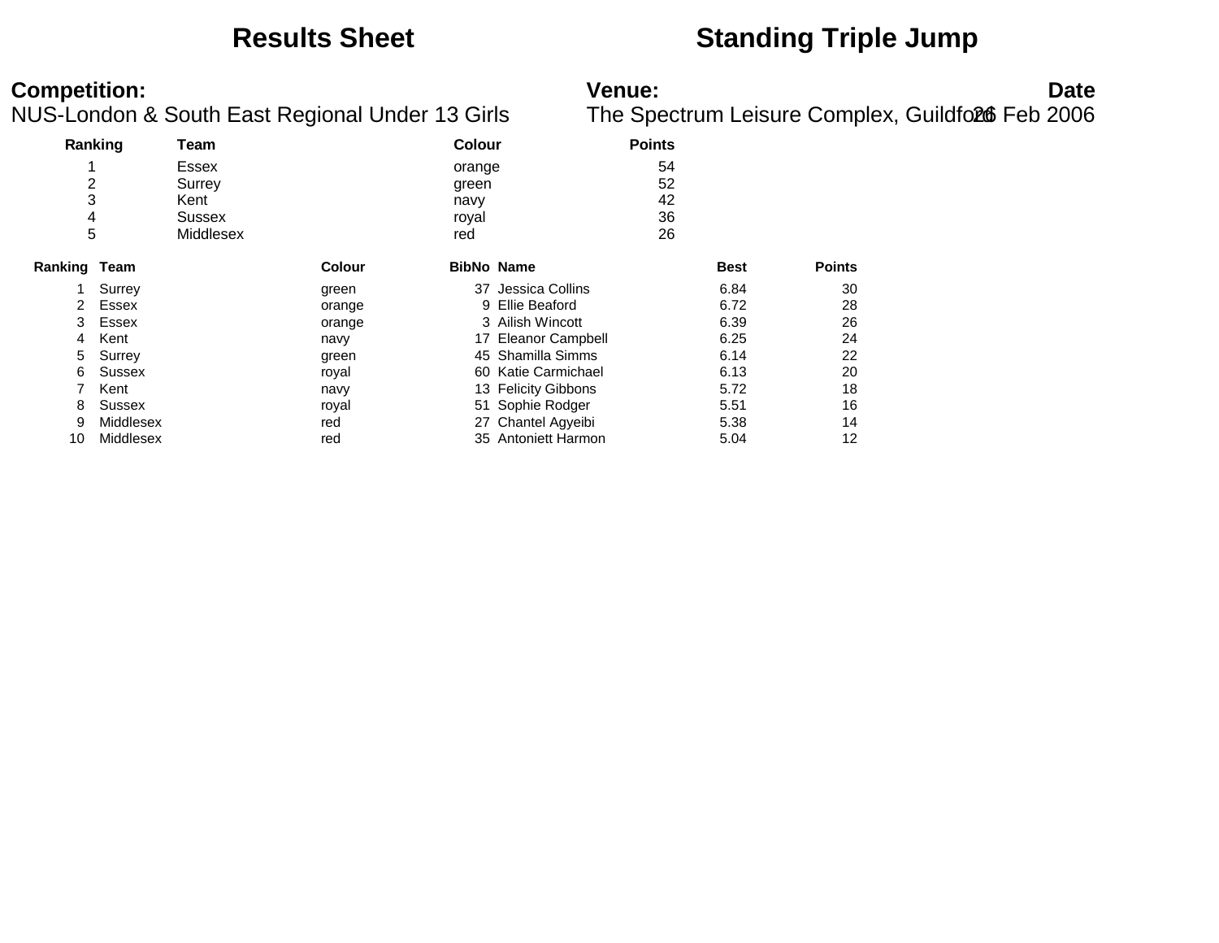# Results Sheet

# Standing Triple Jump

**Competition:**
NUS-London & South East Regional Under 13 Girls

**Venue:**
The Spectrum Leisure Complex, Guildford

**Date**
26 Feb 2006

| Ranking | Team | Colour | Points |
|---|---|---|---|
| 1 | Essex | orange | 54 |
| 2 | Surrey | green | 52 |
| 3 | Kent | navy | 42 |
| 4 | Sussex | royal | 36 |
| 5 | Middlesex | red | 26 |

| Ranking | Team | Colour | BibNo | Name | Best | Points |
|---|---|---|---|---|---|---|
| 1 | Surrey | green | 37 | Jessica Collins | 6.84 | 30 |
| 2 | Essex | orange | 9 | Ellie Beaford | 6.72 | 28 |
| 3 | Essex | orange | 3 | Ailish Wincott | 6.39 | 26 |
| 4 | Kent | navy | 17 | Eleanor Campbell | 6.25 | 24 |
| 5 | Surrey | green | 45 | Shamilla Simms | 6.14 | 22 |
| 6 | Sussex | royal | 60 | Katie Carmichael | 6.13 | 20 |
| 7 | Kent | navy | 13 | Felicity Gibbons | 5.72 | 18 |
| 8 | Sussex | royal | 51 | Sophie Rodger | 5.51 | 16 |
| 9 | Middlesex | red | 27 | Chantel Agyeibi | 5.38 | 14 |
| 10 | Middlesex | red | 35 | Antoniett Harmon | 5.04 | 12 |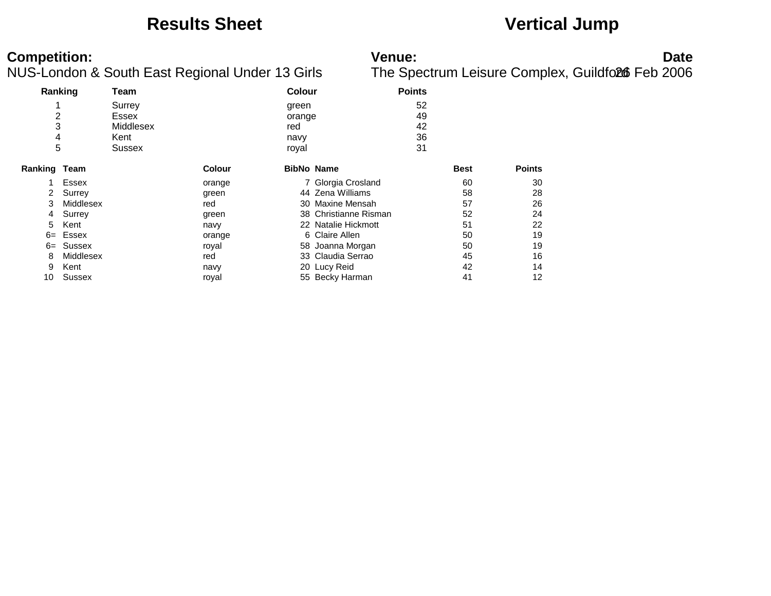# Results Sheet

# Vertical Jump

**Competition:**
NUS-London & South East Regional Under 13 Girls

**Venue:**
The Spectrum Leisure Complex, Guildford

**Date**
26 Feb 2006

| Ranking | Team | Colour | Points |
|---|---|---|---|
| 1 | Surrey | green | 52 |
| 2 | Essex | orange | 49 |
| 3 | Middlesex | red | 42 |
| 4 | Kent | navy | 36 |
| 5 | Sussex | royal | 31 |

| Ranking | Team | Colour | BibNo | Name | Best | Points |
|---|---|---|---|---|---|---|
| 1 | Essex | orange | 7 | Glorgia Crosland | 60 | 30 |
| 2 | Surrey | green | 44 | Zena Williams | 58 | 28 |
| 3 | Middlesex | red | 30 | Maxine Mensah | 57 | 26 |
| 4 | Surrey | green | 38 | Christianne Risman | 52 | 24 |
| 5 | Kent | navy | 22 | Natalie Hickmott | 51 | 22 |
| 6= | Essex | orange | 6 | Claire Allen | 50 | 19 |
| 6= | Sussex | royal | 58 | Joanna Morgan | 50 | 19 |
| 8 | Middlesex | red | 33 | Claudia Serrao | 45 | 16 |
| 9 | Kent | navy | 20 | Lucy Reid | 42 | 14 |
| 10 | Sussex | royal | 55 | Becky Harman | 41 | 12 |